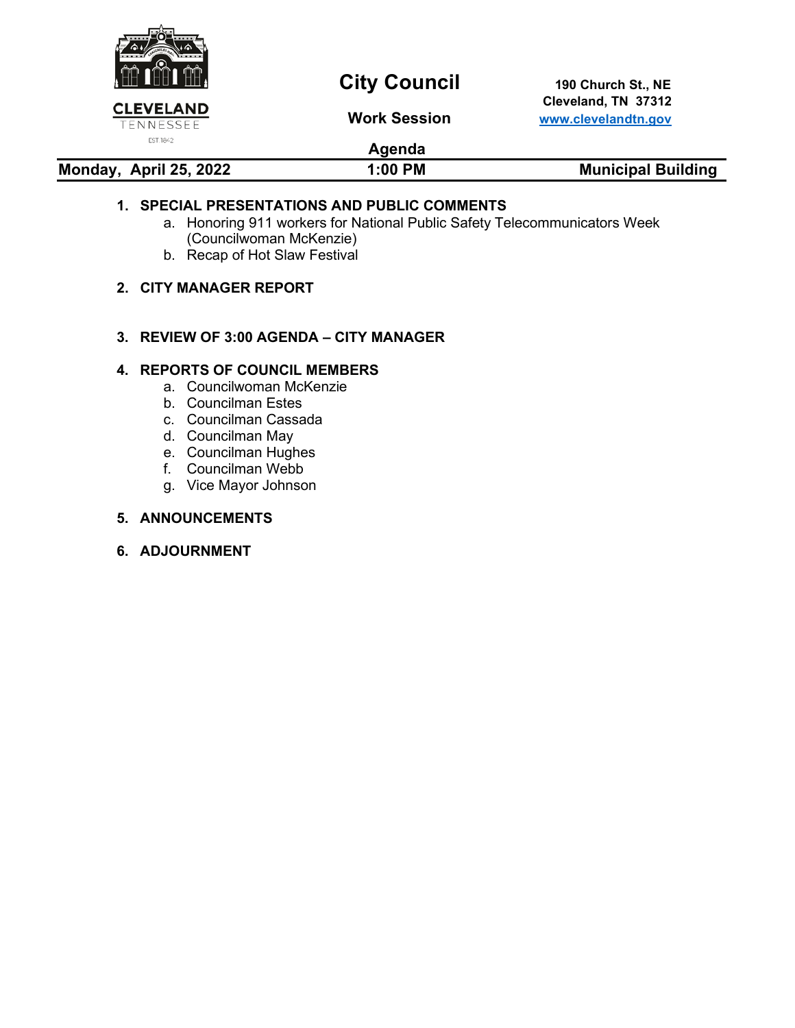CLEVELAND
TENNESSEE
EST. 1842

# City Council

## Work Session

## Agenda

190 Church St., NE
Cleveland, TN 37312
www.clevelandtn.gov

**Monday, April 25, 2022** | **1:00 PM** | **Municipal Building**

1. **SPECIAL PRESENTATIONS AND PUBLIC COMMENTS**
    a. Honoring 911 workers for National Public Safety Telecommunicators Week (Councilwoman McKenzie)
    b. Recap of Hot Slaw Festival

2. **CITY MANAGER REPORT**

3. **REVIEW OF 3:00 AGENDA – CITY MANAGER**

4. **REPORTS OF COUNCIL MEMBERS**
    a. Councilwoman McKenzie
    b. Councilman Estes
    c. Councilman Cassada
    d. Councilman May
    e. Councilman Hughes
    f. Councilman Webb
    g. Vice Mayor Johnson

5. **ANNOUNCEMENTS**

6. **ADJOURNMENT**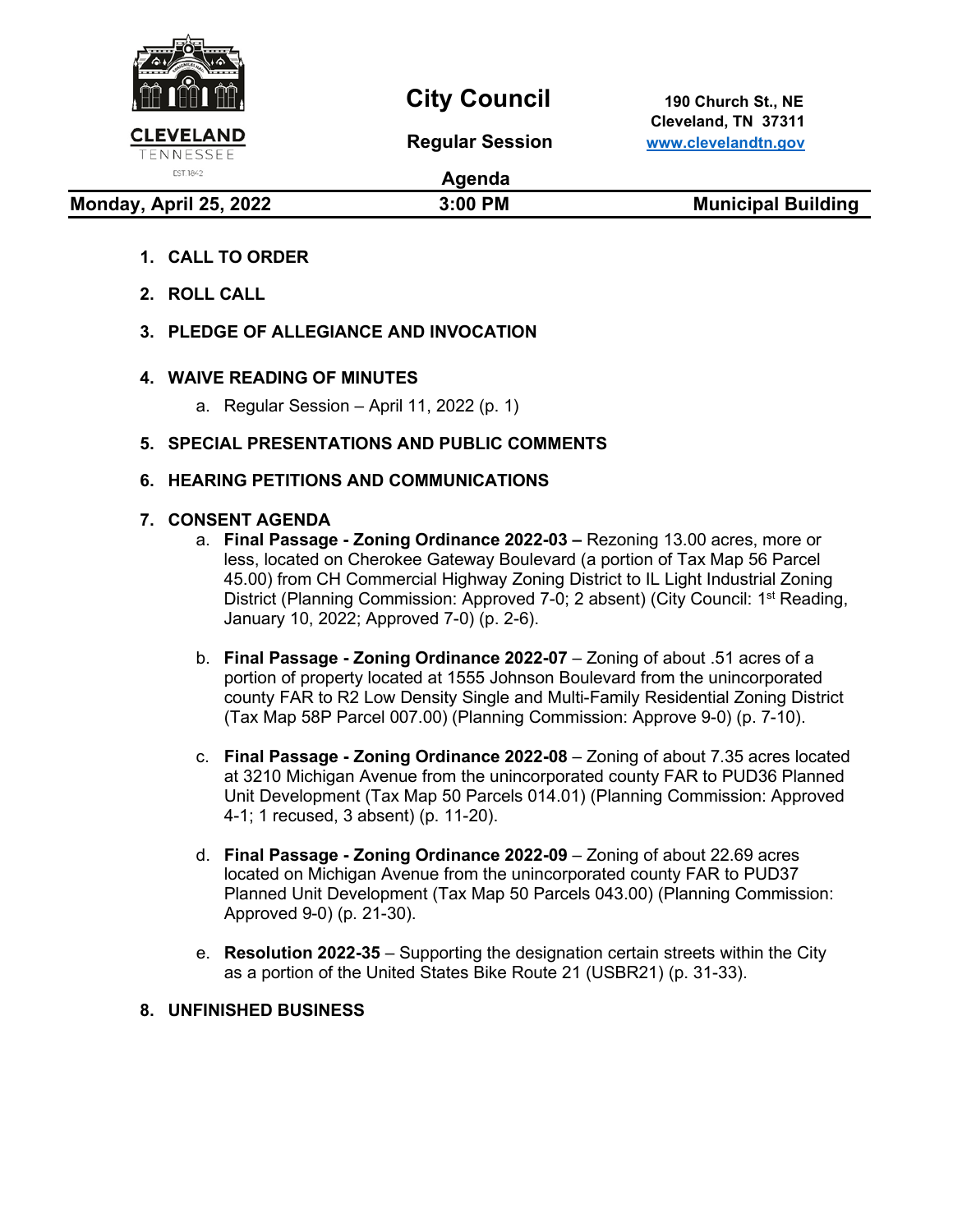# City Council

**Regular Session**

**Agenda**

**190 Church St., NE**
**Cleveland, TN 37311**
**www.clevelandtn.gov**

CLEVELAND
TENNESSEE
EST 1842

| **Monday, April 25, 2022** | **3:00 PM** | **Municipal Building** |
|---|---|---|

1. **CALL TO ORDER**
2. **ROLL CALL**
3. **PLEDGE OF ALLEGIANCE AND INVOCATION**
4. **WAIVE READING OF MINUTES**
   a. Regular Session – April 11, 2022 (p. 1)
5. **SPECIAL PRESENTATIONS AND PUBLIC COMMENTS**
6. **HEARING PETITIONS AND COMMUNICATIONS**
7. **CONSENT AGENDA**
   a. **Final Passage - Zoning Ordinance 2022-03 –** Rezoning 13.00 acres, more or less, located on Cherokee Gateway Boulevard (a portion of Tax Map 56 Parcel 45.00) from CH Commercial Highway Zoning District to IL Light Industrial Zoning District (Planning Commission: Approved 7-0; 2 absent) (City Council: 1st Reading, January 10, 2022; Approved 7-0) (p. 2-6).

   b. **Final Passage - Zoning Ordinance 2022-07** – Zoning of about .51 acres of a portion of property located at 1555 Johnson Boulevard from the unincorporated county FAR to R2 Low Density Single and Multi-Family Residential Zoning District (Tax Map 58P Parcel 007.00) (Planning Commission: Approve 9-0) (p. 7-10).

   c. **Final Passage - Zoning Ordinance 2022-08** – Zoning of about 7.35 acres located at 3210 Michigan Avenue from the unincorporated county FAR to PUD36 Planned Unit Development (Tax Map 50 Parcels 014.01) (Planning Commission: Approved 4-1; 1 recused, 3 absent) (p. 11-20).

   d. **Final Passage - Zoning Ordinance 2022-09** – Zoning of about 22.69 acres located on Michigan Avenue from the unincorporated county FAR to PUD37 Planned Unit Development (Tax Map 50 Parcels 043.00) (Planning Commission: Approved 9-0) (p. 21-30).

   e. **Resolution 2022-35** – Supporting the designation certain streets within the City as a portion of the United States Bike Route 21 (USBR21) (p. 31-33).
8. **UNFINISHED BUSINESS**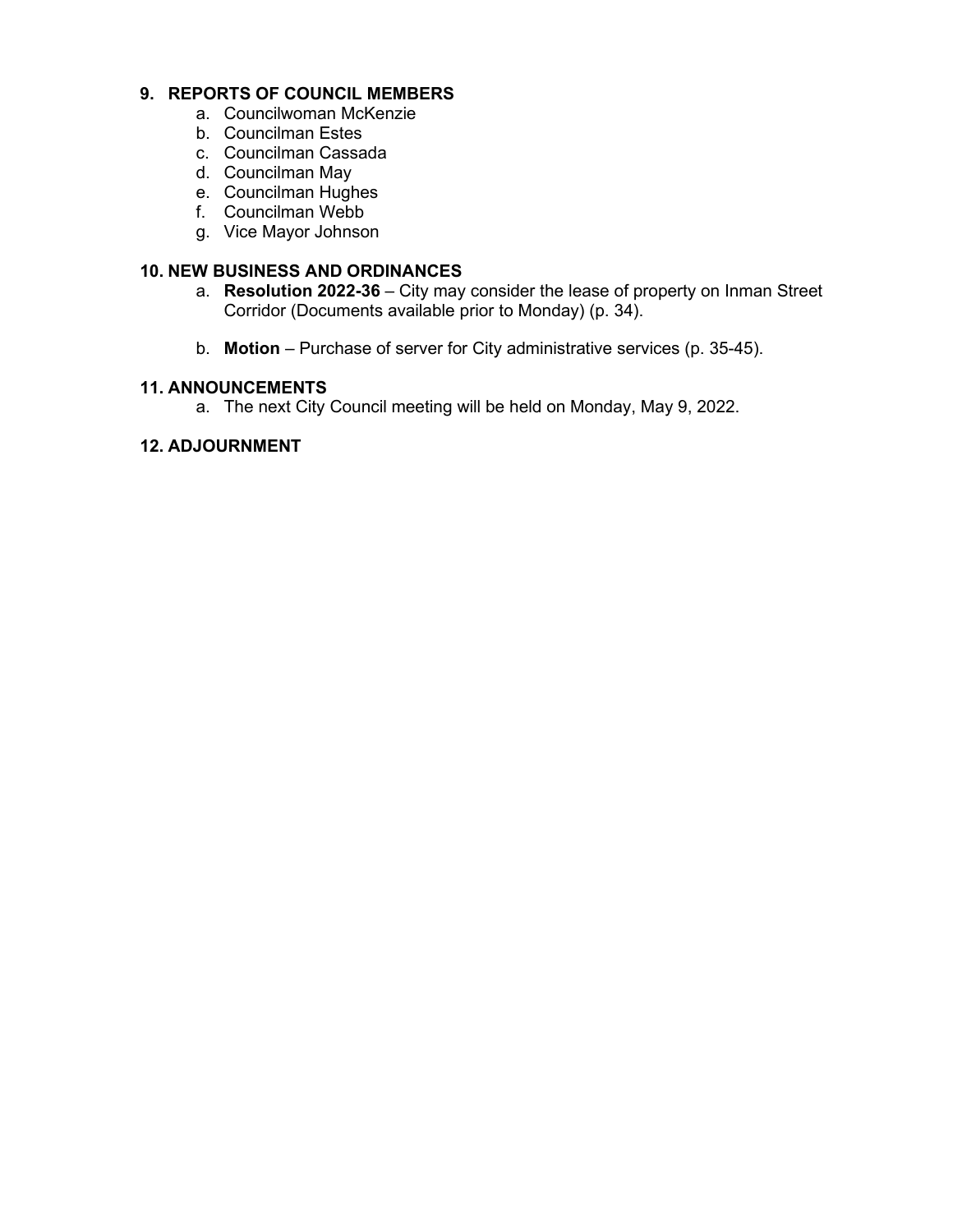**9. REPORTS OF COUNCIL MEMBERS**

a. Councilwoman McKenzie
b. Councilman Estes
c. Councilman Cassada
d. Councilman May
e. Councilman Hughes
f. Councilman Webb
g. Vice Mayor Johnson

**10. NEW BUSINESS AND ORDINANCES**

a. **Resolution 2022-36** – City may consider the lease of property on Inman Street Corridor (Documents available prior to Monday) (p. 34).

b. **Motion** – Purchase of server for City administrative services (p. 35-45).

**11. ANNOUNCEMENTS**

a. The next City Council meeting will be held on Monday, May 9, 2022.

**12. ADJOURNMENT**